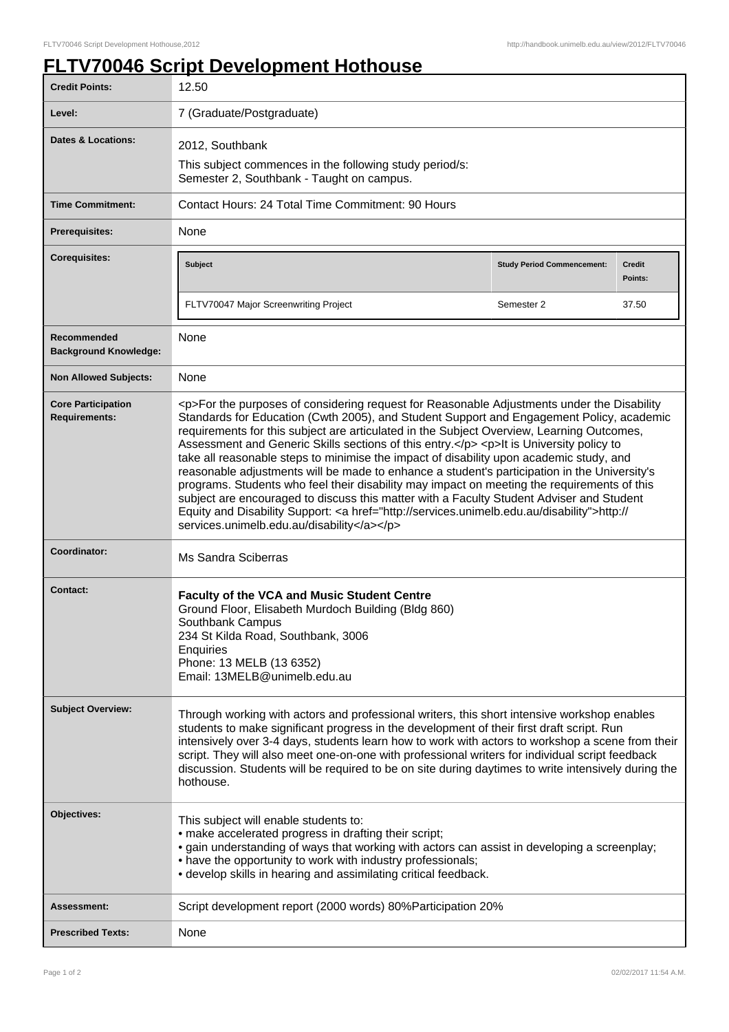# FLTV70046 Script Development Hothouse

| | |
|---|---|
| **Credit Points:** | 12.50 |
| **Level:** | 7 (Graduate/Postgraduate) |
| **Dates & Locations:** | 2012, Southbank<br>This subject commences in the following study period/s:<br>Semester 2, Southbank - Taught on campus. |
| **Time Commitment:** | Contact Hours: 24 Total Time Commitment: 90 Hours |
| **Prerequisites:** | None |
| **Corequisites:** | **Subject** / **Study Period Commencement:** / **Credit Points:**<br>FLTV70047 Major Screenwriting Project / Semester 2 / 37.50 |
| **Recommended Background Knowledge:** | None |
| **Non Allowed Subjects:** | None |
| **Core Participation Requirements:** | <p>For the purposes of considering request for Reasonable Adjustments under the Disability Standards for Education (Cwth 2005), and Student Support and Engagement Policy, academic requirements for this subject are articulated in the Subject Overview, Learning Outcomes, Assessment and Generic Skills sections of this entry.</p> <p>It is University policy to take all reasonable steps to minimise the impact of disability upon academic study, and reasonable adjustments will be made to enhance a student's participation in the University's programs. Students who feel their disability may impact on meeting the requirements of this subject are encouraged to discuss this matter with a Faculty Student Adviser and Student Equity and Disability Support: <a href="http://services.unimelb.edu.au/disability">http://services.unimelb.edu.au/disability</a></p> |
| **Coordinator:** | Ms Sandra Sciberras |
| **Contact:** | **Faculty of the VCA and Music Student Centre**<br>Ground Floor, Elisabeth Murdoch Building (Bldg 860)<br>Southbank Campus<br>234 St Kilda Road, Southbank, 3006<br>Enquiries<br>Phone: 13 MELB (13 6352)<br>Email: 13MELB@unimelb.edu.au |
| **Subject Overview:** | Through working with actors and professional writers, this short intensive workshop enables students to make significant progress in the development of their first draft script. Run intensively over 3-4 days, students learn how to work with actors to workshop a scene from their script. They will also meet one-on-one with professional writers for individual script feedback discussion. Students will be required to be on site during daytimes to write intensively during the hothouse. |
| **Objectives:** | This subject will enable students to:<br>• make accelerated progress in drafting their script;<br>• gain understanding of ways that working with actors can assist in developing a screenplay;<br>• have the opportunity to work with industry professionals;<br>• develop skills in hearing and assimilating critical feedback. |
| **Assessment:** | Script development report (2000 words) 80%Participation 20% |
| **Prescribed Texts:** | None |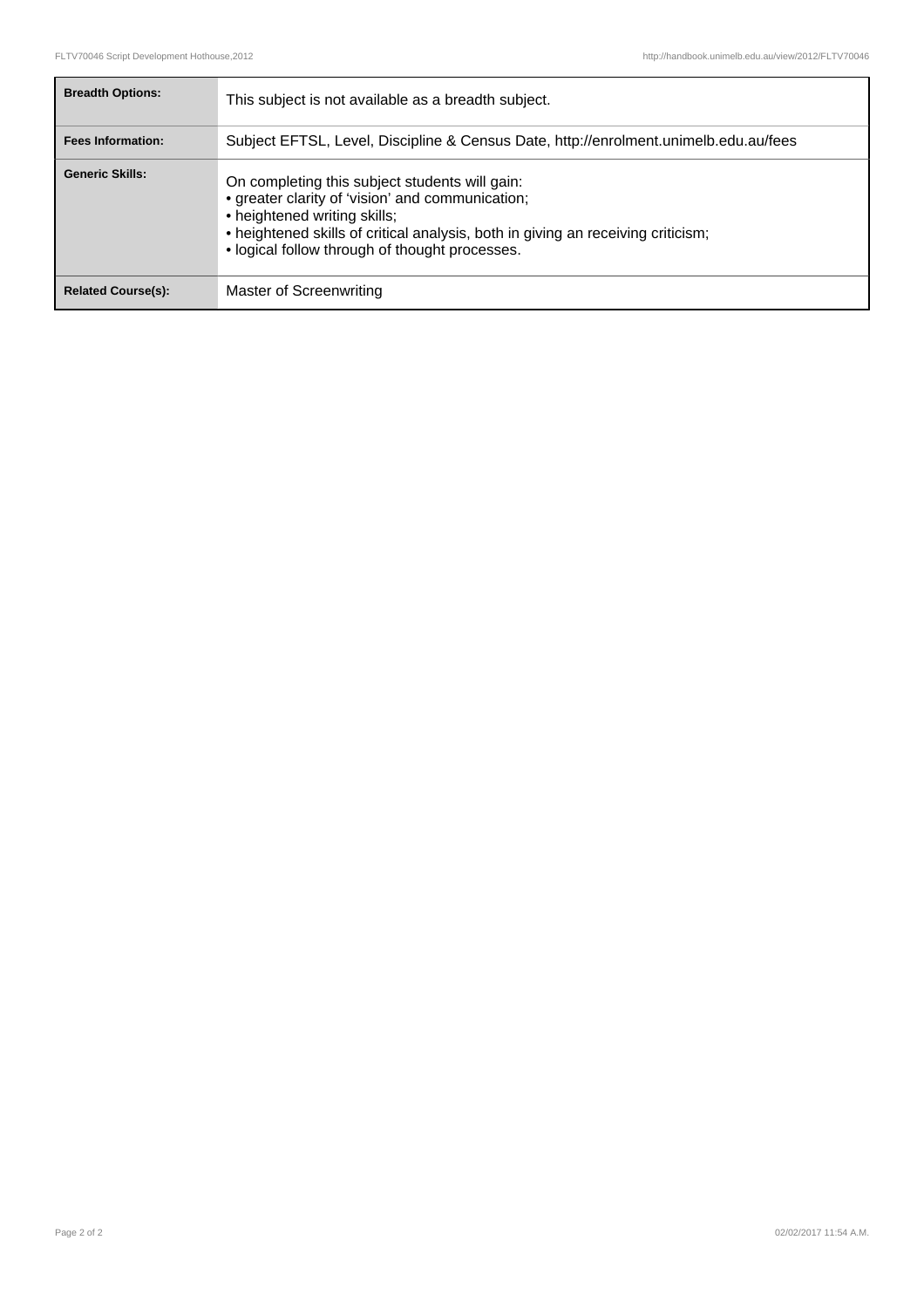| | |
|---|---|
| **Breadth Options:** | This subject is not available as a breadth subject. |
| **Fees Information:** | Subject EFTSL, Level, Discipline & Census Date, http://enrolment.unimelb.edu.au/fees |
| **Generic Skills:** | On completing this subject students will gain: • greater clarity of 'vision' and communication; • heightened writing skills; • heightened skills of critical analysis, both in giving an receiving criticism; • logical follow through of thought processes. |
| **Related Course(s):** | Master of Screenwriting |